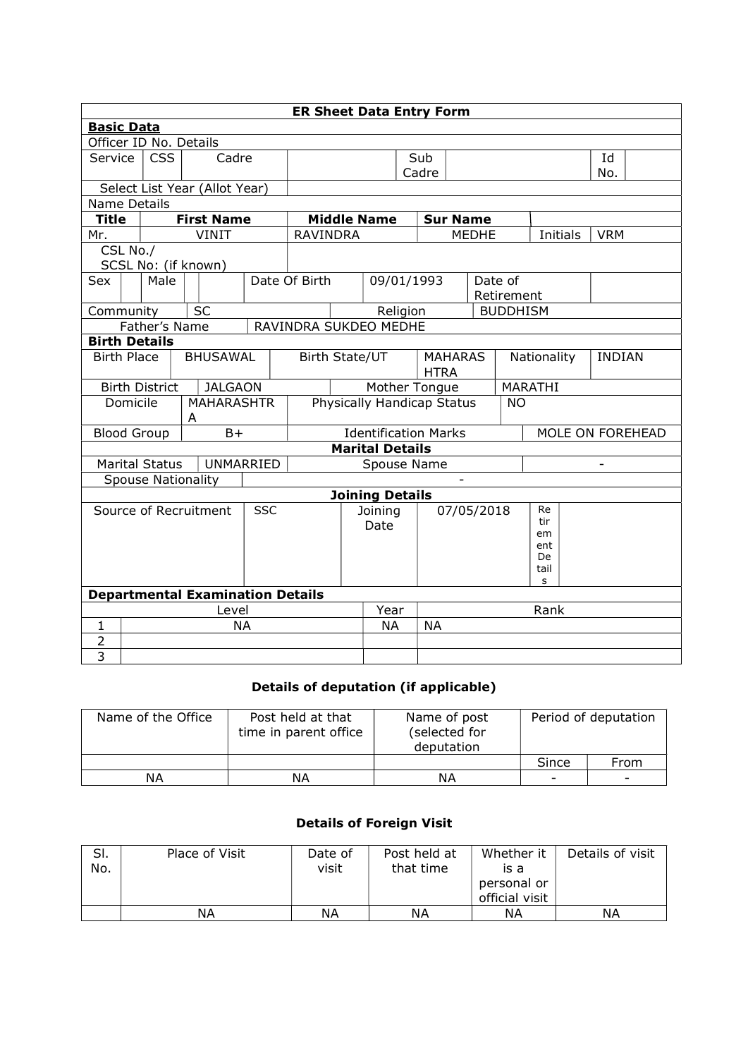## ER Sheet Data Entry Form

**Basic Data**

Officer ID No. Details

| Service | CSS | Cadre | | Sub Cadre | | Id No. | |
|---|---|---|---|---|---|---|---|

| Select List Year (Allot Year) | |
|---|---|

Name Details

| Title | First Name | Middle Name | Sur Name | | |
|---|---|---|---|---|---|
| Mr. | VINIT | RAVINDRA | MEDHE | Initials | VRM |

| CSL No./ SCSL No: (if known) | |
|---|---|

| Sex | | Male | | | Date Of Birth | 09/01/1993 | Date of Retirement | |
|---|---|---|---|---|---|---|---|---|

| Community | SC | Religion | BUDDHISM |
|---|---|---|---|
| Father's Name | RAVINDRA SUKDEO MEDHE | | |

**Birth Details**

| Birth Place | BHUSAWAL | Birth State/UT | MAHARASHTRA | Nationality | INDIAN |
|---|---|---|---|---|---|
| Birth District | JALGAON | Mother Tongue | MARATHI | | |
| Domicile | MAHARASHTRA | Physically Handicap Status | NO | | |
| Blood Group | B+ | Identification Marks | MOLE ON FOREHEAD | | |

**Marital Details**

| Marital Status | UNMARRIED | Spouse Name | - |
|---|---|---|---|
| Spouse Nationality | - | | |

**Joining Details**

| Source of Recruitment | SSC | Joining Date | 07/05/2018 | Retirement Details | |
|---|---|---|---|---|---|

**Departmental Examination Details**

| | Level | Year | Rank |
|---|---|---|---|
| 1 | NA | NA | NA |
| 2 | | | |
| 3 | | | |

### Details of deputation (if applicable)

| Name of the Office | Post held at that time in parent office | Name of post (selected for deputation | Period of deputation | |
|---|---|---|---|---|
| | | | Since | From |
| NA | NA | NA | - | - |

### Details of Foreign Visit

| Sl. No. | Place of Visit | Date of visit | Post held at that time | Whether it is a personal or official visit | Details of visit |
|---|---|---|---|---|---|
| | NA | NA | NA | NA | NA |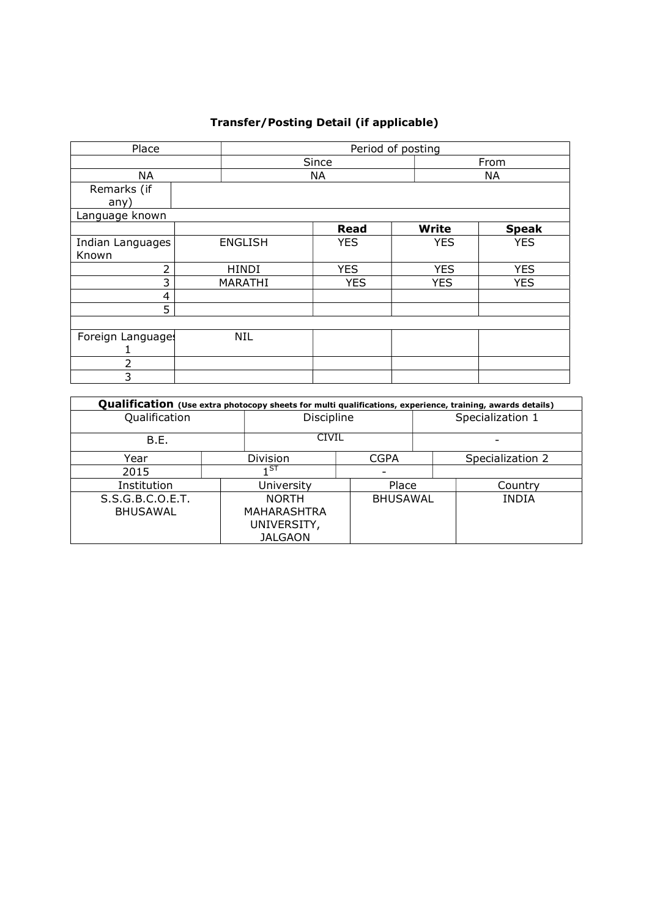**Transfer/Posting Detail (if applicable)**

| Place | Period of posting | |
|---|---|---|
| | Since | From |
| NA | NA | NA |
| Remarks (if any) | | |

| Language known | | | | |
|---|---|---|---|---|
| | | **Read** | **Write** | **Speak** |
| Indian Languages Known | ENGLISH | YES | YES | YES |
| 2 | HINDI | YES | YES | YES |
| 3 | MARATHI | YES | YES | YES |
| 4 | | | | |
| 5 | | | | |
| | | | | |
| Foreign Languages 1 | NIL | | | |
| 2 | | | | |
| 3 | | | | |

**Qualification** (Use extra photocopy sheets for multi qualifications, experience, training, awards details)

| Qualification | Discipline | Specialization 1 |
|---|---|---|
| B.E. | CIVIL | - |

| Year | Division | CGPA | Specialization 2 |
|---|---|---|---|
| 2015 | 1ST | - | |

| Institution | University | Place | Country |
|---|---|---|---|
| S.S.G.B.C.O.E.T. BHUSAWAL | NORTH MAHARASHTRA UNIVERSITY, JALGAON | BHUSAWAL | INDIA |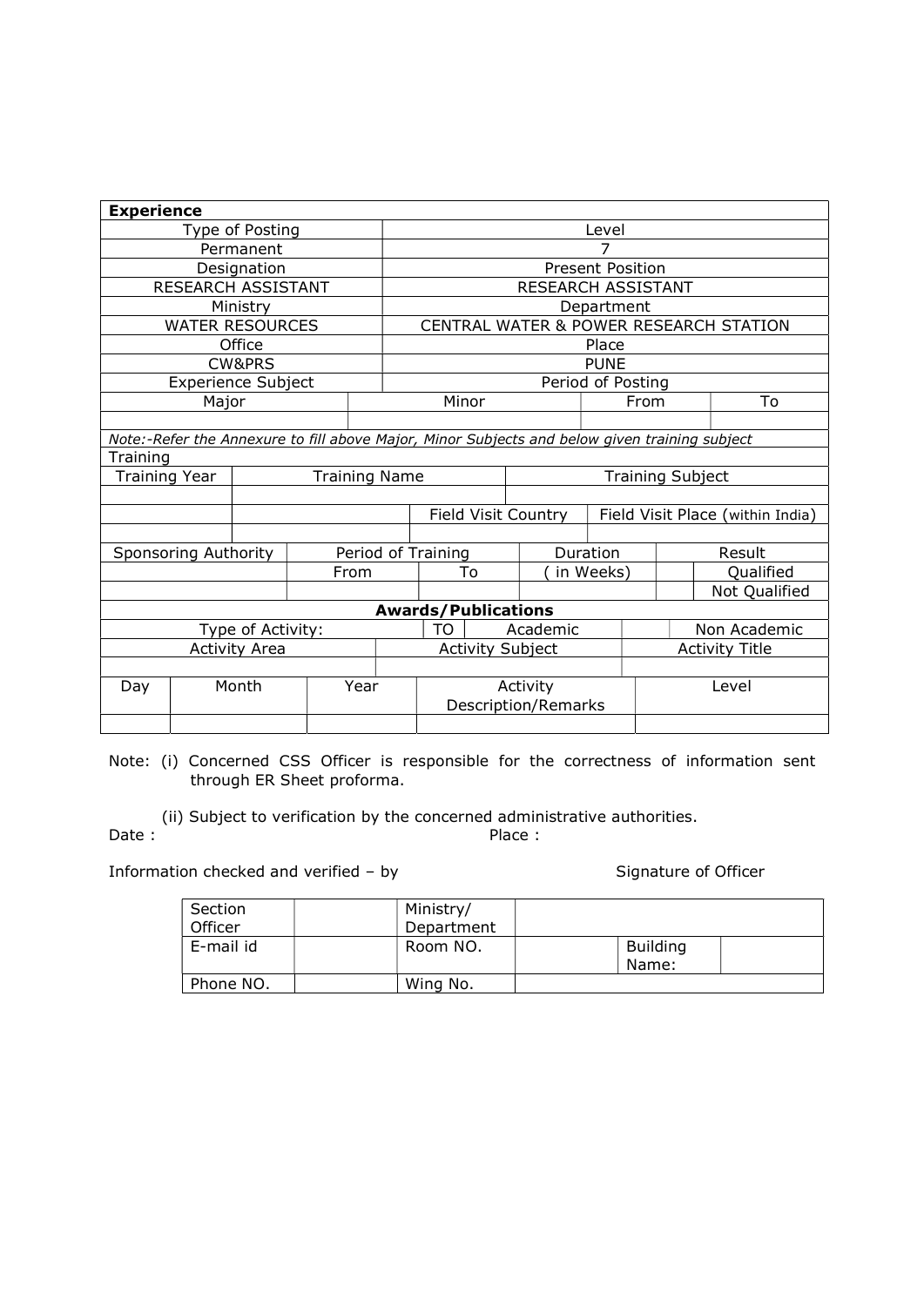**Experience**

| Type of Posting | Level |
|---|---|
| Permanent | 7 |
| Designation | Present Position |
| RESEARCH ASSISTANT | RESEARCH ASSISTANT |
| Ministry | Department |
| WATER RESOURCES | CENTRAL WATER & POWER RESEARCH STATION |
| Office | Place |
| CW&PRS | PUNE |

| Experience Subject | | Period of Posting | |
|---|---|---|---|
| Major | Minor | From | To |
| | | | |

*Note:-Refer the Annexure to fill above Major, Minor Subjects and below given training subject*

Training

| Training Year | Training Name | | Training Subject |
|---|---|---|---|
| | | | |
| | | Field Visit Country | Field Visit Place (within India) |
| | | | |

| Sponsoring Authority | Period of Training | | Duration | | Result |
|---|---|---|---|---|---|
| | From | To | ( in Weeks) | | Qualified |
| | | | | | Not Qualified |

**Awards/Publications**

| Type of Activity: | TO | Academic | | Non Academic |
|---|---|---|---|---|

| Activity Area | Activity Subject | Activity Title |
|---|---|---|
| | | |

| Day | Month | Year | Activity Description/Remarks | Level |
|---|---|---|---|---|
| | | | | |

Note: (i) Concerned CSS Officer is responsible for the correctness of information sent through ER Sheet proforma.

(ii) Subject to verification by the concerned administrative authorities.

Date : Place :

Information checked and verified – by Signature of Officer

| | | | | | |
|---|---|---|---|---|---|
| Section Officer | | Ministry/ Department | | | |
| E-mail id | | Room NO. | | Building Name: | |
| Phone NO. | | Wing No. | | | |